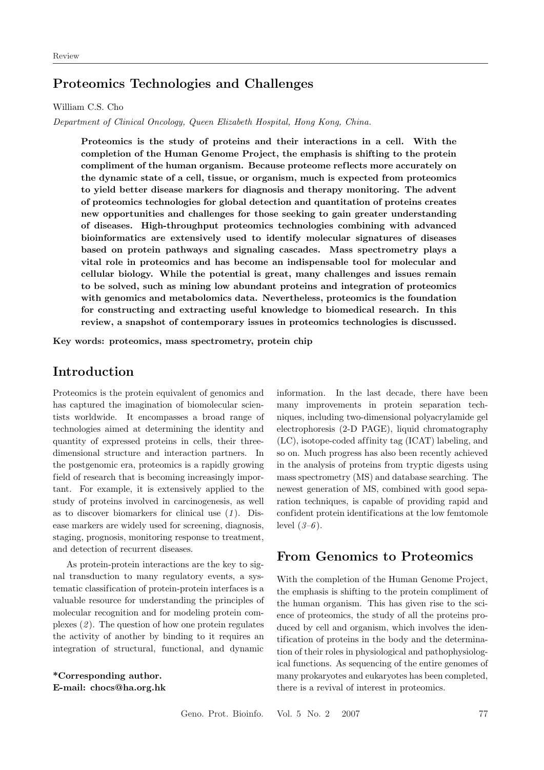Review

# Proteomics Technologies and Challenges

William C.S. Cho

*Department of Clinical Oncology, Queen Elizabeth Hospital, Hong Kong, China.*

**Proteomics is the study of proteins and their interactions in a cell. With the completion of the Human Genome Project, the emphasis is shifting to the protein compliment of the human organism. Because proteome reflects more accurately on the dynamic state of a cell, tissue, or organism, much is expected from proteomics to yield better disease markers for diagnosis and therapy monitoring. The advent of proteomics technologies for global detection and quantitation of proteins creates new opportunities and challenges for those seeking to gain greater understanding of diseases. High-throughput proteomics technologies combining with advanced bioinformatics are extensively used to identify molecular signatures of diseases based on protein pathways and signaling cascades. Mass spectrometry plays a vital role in proteomics and has become an indispensable tool for molecular and cellular biology. While the potential is great, many challenges and issues remain to be solved, such as mining low abundant proteins and integration of proteomics with genomics and metabolomics data. Nevertheless, proteomics is the foundation for constructing and extracting useful knowledge to biomedical research. In this review, a snapshot of contemporary issues in proteomics technologies is discussed.**

**Key words: proteomics, mass spectrometry, protein chip**

## Introduction

Proteomics is the protein equivalent of genomics and has captured the imagination of biomolecular scientists worldwide. It encompasses a broad range of technologies aimed at determining the identity and quantity of expressed proteins in cells, their three-dimensional structure and interaction partners. In the postgenomic era, proteomics is a rapidly growing field of research that is becoming increasingly important. For example, it is extensively applied to the study of proteins involved in carcinogenesis, as well as to discover biomarkers for clinical use (*1*). Disease markers are widely used for screening, diagnosis, staging, prognosis, monitoring response to treatment, and detection of recurrent diseases.

As protein-protein interactions are the key to signal transduction to many regulatory events, a systematic classification of protein-protein interfaces is a valuable resource for understanding the principles of molecular recognition and for modeling protein complexes (*2*). The question of how one protein regulates the activity of another by binding to it requires an integration of structural, functional, and dynamic information. In the last decade, there have been many improvements in protein separation techniques, including two-dimensional polyacrylamide gel electrophoresis (2-D PAGE), liquid chromatography (LC), isotope-coded affinity tag (ICAT) labeling, and so on. Much progress has also been recently achieved in the analysis of proteins from tryptic digests using mass spectrometry (MS) and database searching. The newest generation of MS, combined with good separation techniques, is capable of providing rapid and confident protein identifications at the low femtomole level (*3–6*).

## From Genomics to Proteomics

With the completion of the Human Genome Project, the emphasis is shifting to the protein compliment of the human organism. This has given rise to the science of proteomics, the study of all the proteins produced by cell and organism, which involves the identification of proteins in the body and the determination of their roles in physiological and pathophysiological functions. As sequencing of the entire genomes of many prokaryotes and eukaryotes has been completed, there is a revival of interest in proteomics.

**\*Corresponding author.**
**E-mail: chocs@ha.org.hk**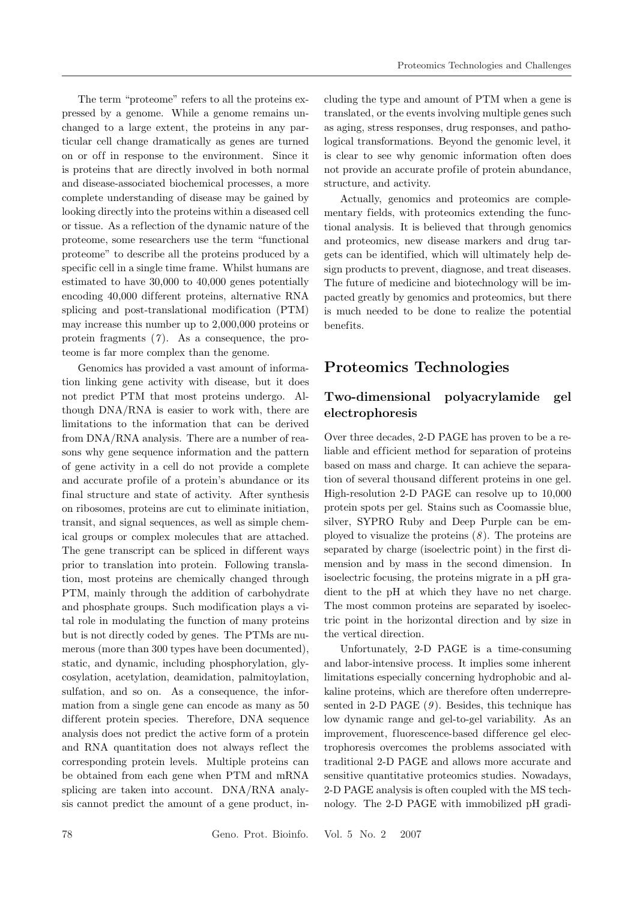The term "proteome" refers to all the proteins expressed by a genome. While a genome remains unchanged to a large extent, the proteins in any particular cell change dramatically as genes are turned on or off in response to the environment. Since it is proteins that are directly involved in both normal and disease-associated biochemical processes, a more complete understanding of disease may be gained by looking directly into the proteins within a diseased cell or tissue. As a reflection of the dynamic nature of the proteome, some researchers use the term "functional proteome" to describe all the proteins produced by a specific cell in a single time frame. Whilst humans are estimated to have 30,000 to 40,000 genes potentially encoding 40,000 different proteins, alternative RNA splicing and post-translational modification (PTM) may increase this number up to 2,000,000 proteins or protein fragments (*7*). As a consequence, the proteome is far more complex than the genome.

Genomics has provided a vast amount of information linking gene activity with disease, but it does not predict PTM that most proteins undergo. Although DNA/RNA is easier to work with, there are limitations to the information that can be derived from DNA/RNA analysis. There are a number of reasons why gene sequence information and the pattern of gene activity in a cell do not provide a complete and accurate profile of a protein's abundance or its final structure and state of activity. After synthesis on ribosomes, proteins are cut to eliminate initiation, transit, and signal sequences, as well as simple chemical groups or complex molecules that are attached. The gene transcript can be spliced in different ways prior to translation into protein. Following translation, most proteins are chemically changed through PTM, mainly through the addition of carbohydrate and phosphate groups. Such modification plays a vital role in modulating the function of many proteins but is not directly coded by genes. The PTMs are numerous (more than 300 types have been documented), static, and dynamic, including phosphorylation, glycosylation, acetylation, deamidation, palmitoylation, sulfation, and so on. As a consequence, the information from a single gene can encode as many as 50 different protein species. Therefore, DNA sequence analysis does not predict the active form of a protein and RNA quantitation does not always reflect the corresponding protein levels. Multiple proteins can be obtained from each gene when PTM and mRNA splicing are taken into account. DNA/RNA analysis cannot predict the amount of a gene product, including the type and amount of PTM when a gene is translated, or the events involving multiple genes such as aging, stress responses, drug responses, and pathological transformations. Beyond the genomic level, it is clear to see why genomic information often does not provide an accurate profile of protein abundance, structure, and activity.

Actually, genomics and proteomics are complementary fields, with proteomics extending the functional analysis. It is believed that through genomics and proteomics, new disease markers and drug targets can be identified, which will ultimately help design products to prevent, diagnose, and treat diseases. The future of medicine and biotechnology will be impacted greatly by genomics and proteomics, but there is much needed to be done to realize the potential benefits.

## Proteomics Technologies

### Two-dimensional polyacrylamide gel electrophoresis

Over three decades, 2-D PAGE has proven to be a reliable and efficient method for separation of proteins based on mass and charge. It can achieve the separation of several thousand different proteins in one gel. High-resolution 2-D PAGE can resolve up to 10,000 protein spots per gel. Stains such as Coomassie blue, silver, SYPRO Ruby and Deep Purple can be employed to visualize the proteins (*8*). The proteins are separated by charge (isoelectric point) in the first dimension and by mass in the second dimension. In isoelectric focusing, the proteins migrate in a pH gradient to the pH at which they have no net charge. The most common proteins are separated by isoelectric point in the horizontal direction and by size in the vertical direction.

Unfortunately, 2-D PAGE is a time-consuming and labor-intensive process. It implies some inherent limitations especially concerning hydrophobic and alkaline proteins, which are therefore often underrepresented in 2-D PAGE (*9*). Besides, this technique has low dynamic range and gel-to-gel variability. As an improvement, fluorescence-based difference gel electrophoresis overcomes the problems associated with traditional 2-D PAGE and allows more accurate and sensitive quantitative proteomics studies. Nowadays, 2-D PAGE analysis is often coupled with the MS technology. The 2-D PAGE with immobilized pH gradi-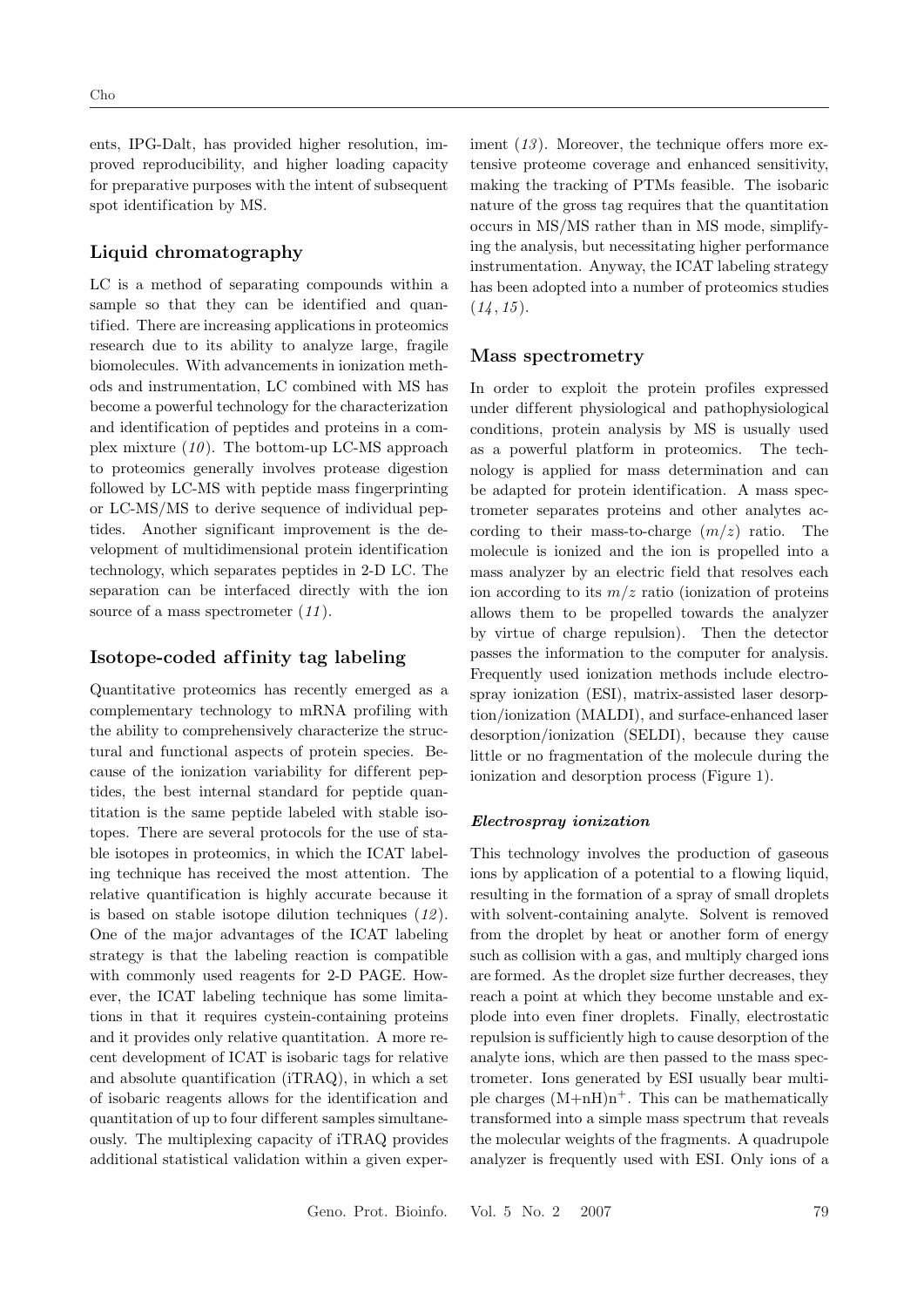ents, IPG-Dalt, has provided higher resolution, improved reproducibility, and higher loading capacity for preparative purposes with the intent of subsequent spot identification by MS.

## Liquid chromatography

LC is a method of separating compounds within a sample so that they can be identified and quantified. There are increasing applications in proteomics research due to its ability to analyze large, fragile biomolecules. With advancements in ionization methods and instrumentation, LC combined with MS has become a powerful technology for the characterization and identification of peptides and proteins in a complex mixture (*10*). The bottom-up LC-MS approach to proteomics generally involves protease digestion followed by LC-MS with peptide mass fingerprinting or LC-MS/MS to derive sequence of individual peptides. Another significant improvement is the development of multidimensional protein identification technology, which separates peptides in 2-D LC. The separation can be interfaced directly with the ion source of a mass spectrometer (*11*).

## Isotope-coded affinity tag labeling

Quantitative proteomics has recently emerged as a complementary technology to mRNA profiling with the ability to comprehensively characterize the structural and functional aspects of protein species. Because of the ionization variability for different peptides, the best internal standard for peptide quantitation is the same peptide labeled with stable isotopes. There are several protocols for the use of stable isotopes in proteomics, in which the ICAT labeling technique has received the most attention. The relative quantification is highly accurate because it is based on stable isotope dilution techniques (*12*). One of the major advantages of the ICAT labeling strategy is that the labeling reaction is compatible with commonly used reagents for 2-D PAGE. However, the ICAT labeling technique has some limitations in that it requires cystein-containing proteins and it provides only relative quantitation. A more recent development of ICAT is isobaric tags for relative and absolute quantification (iTRAQ), in which a set of isobaric reagents allows for the identification and quantitation of up to four different samples simultaneously. The multiplexing capacity of iTRAQ provides additional statistical validation within a given experiment (*13*). Moreover, the technique offers more extensive proteome coverage and enhanced sensitivity, making the tracking of PTMs feasible. The isobaric nature of the gross tag requires that the quantitation occurs in MS/MS rather than in MS mode, simplifying the analysis, but necessitating higher performance instrumentation. Anyway, the ICAT labeling strategy has been adopted into a number of proteomics studies (*14*, *15*).

## Mass spectrometry

In order to exploit the protein profiles expressed under different physiological and pathophysiological conditions, protein analysis by MS is usually used as a powerful platform in proteomics. The technology is applied for mass determination and can be adapted for protein identification. A mass spectrometer separates proteins and other analytes according to their mass-to-charge ($m/z$) ratio. The molecule is ionized and the ion is propelled into a mass analyzer by an electric field that resolves each ion according to its $m/z$ ratio (ionization of proteins allows them to be propelled towards the analyzer by virtue of charge repulsion). Then the detector passes the information to the computer for analysis. Frequently used ionization methods include electrospray ionization (ESI), matrix-assisted laser desorption/ionization (MALDI), and surface-enhanced laser desorption/ionization (SELDI), because they cause little or no fragmentation of the molecule during the ionization and desorption process (Figure 1).

### *Electrospray ionization*

This technology involves the production of gaseous ions by application of a potential to a flowing liquid, resulting in the formation of a spray of small droplets with solvent-containing analyte. Solvent is removed from the droplet by heat or another form of energy such as collision with a gas, and multiply charged ions are formed. As the droplet size further decreases, they reach a point at which they become unstable and explode into even finer droplets. Finally, electrostatic repulsion is sufficiently high to cause desorption of the analyte ions, which are then passed to the mass spectrometer. Ions generated by ESI usually bear multiple charges $(M{+}nH)n^{+}$. This can be mathematically transformed into a simple mass spectrum that reveals the molecular weights of the fragments. A quadrupole analyzer is frequently used with ESI. Only ions of a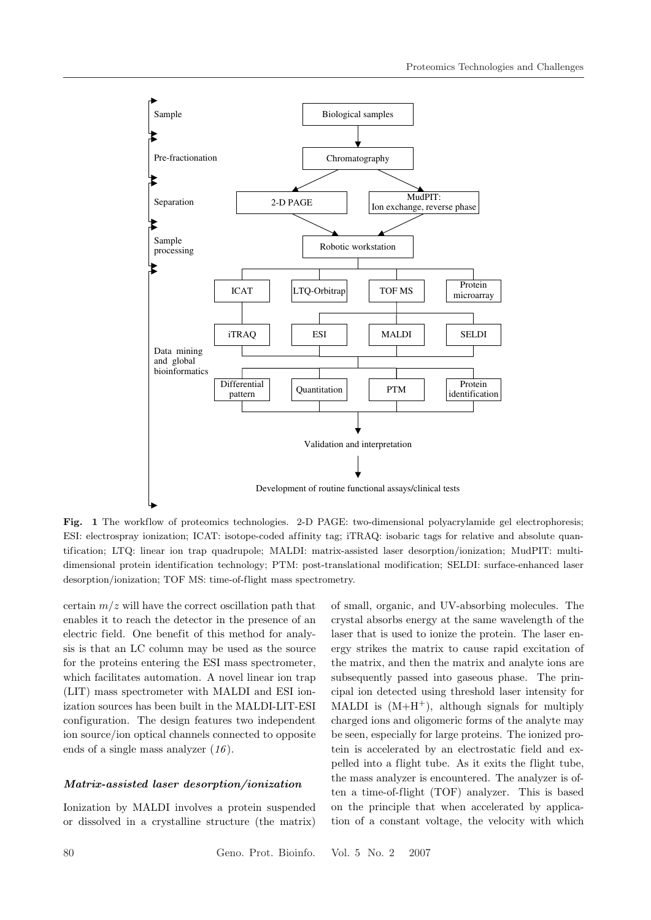Sample

Pre-fractionation

Separation

Sample processing

Data mining and global bioinformatics

Biological samples

Chromatography

2-D PAGE

MudPIT: Ion exchange, reverse phase

Robotic workstation

ICAT

LTQ-Orbitrap

TOF MS

Protein microarray

iTRAQ

ESI

MALDI

SELDI

Differential pattern

Quantitation

PTM

Protein identification

Validation and interpretation

Development of routine functional assays/clinical tests

**Fig. 1** The workflow of proteomics technologies. 2-D PAGE: two-dimensional polyacrylamide gel electrophoresis; ESI: electrospray ionization; ICAT: isotope-coded affinity tag; iTRAQ: isobaric tags for relative and absolute quantification; LTQ: linear ion trap quadrupole; MALDI: matrix-assisted laser desorption/ionization; MudPIT: multidimensional protein identification technology; PTM: post-translational modification; SELDI: surface-enhanced laser desorption/ionization; TOF MS: time-of-flight mass spectrometry.

certain $m/z$ will have the correct oscillation path that enables it to reach the detector in the presence of an electric field. One benefit of this method for analysis is that an LC column may be used as the source for the proteins entering the ESI mass spectrometer, which facilitates automation. A novel linear ion trap (LIT) mass spectrometer with MALDI and ESI ionization sources has been built in the MALDI-LIT-ESI configuration. The design features two independent ion source/ion optical channels connected to opposite ends of a single mass analyzer (*16*).

### *Matrix-assisted laser desorption/ionization*

Ionization by MALDI involves a protein suspended or dissolved in a crystalline structure (the matrix) of small, organic, and UV-absorbing molecules. The crystal absorbs energy at the same wavelength of the laser that is used to ionize the protein. The laser energy strikes the matrix to cause rapid excitation of the matrix, and then the matrix and analyte ions are subsequently passed into gaseous phase. The principal ion detected using threshold laser intensity for MALDI is $(M+H^{+})$, although signals for multiply charged ions and oligomeric forms of the analyte may be seen, especially for large proteins. The ionized protein is accelerated by an electrostatic field and expelled into a flight tube. As it exits the flight tube, the mass analyzer is encountered. The analyzer is often a time-of-flight (TOF) analyzer. This is based on the principle that when accelerated by application of a constant voltage, the velocity with which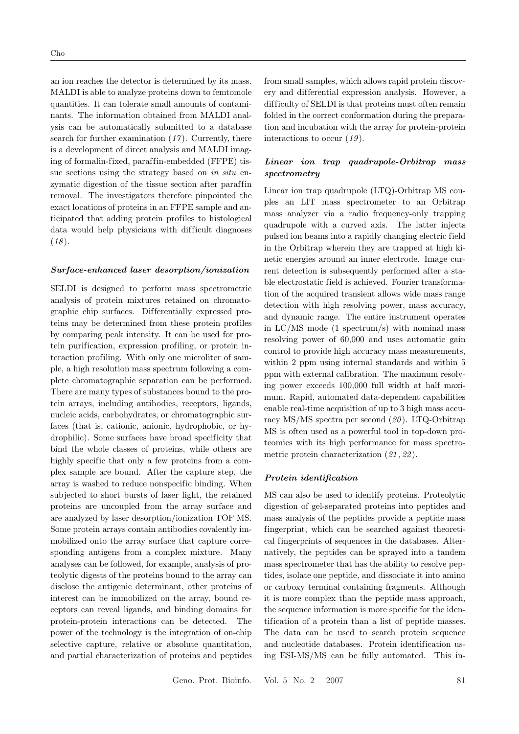an ion reaches the detector is determined by its mass. MALDI is able to analyze proteins down to femtomole quantities. It can tolerate small amounts of contaminants. The information obtained from MALDI analysis can be automatically submitted to a database search for further examination (*17*). Currently, there is a development of direct analysis and MALDI imaging of formalin-fixed, paraffin-embedded (FFPE) tissue sections using the strategy based on *in situ* enzymatic digestion of the tissue section after paraffin removal. The investigators therefore pinpointed the exact locations of proteins in an FFPE sample and anticipated that adding protein profiles to histological data would help physicians with difficult diagnoses (*18*).

### *Surface-enhanced laser desorption/ionization*

SELDI is designed to perform mass spectrometric analysis of protein mixtures retained on chromatographic chip surfaces. Differentially expressed proteins may be determined from these protein profiles by comparing peak intensity. It can be used for protein purification, expression profiling, or protein interaction profiling. With only one microliter of sample, a high resolution mass spectrum following a complete chromatographic separation can be performed. There are many types of substances bound to the protein arrays, including antibodies, receptors, ligands, nucleic acids, carbohydrates, or chromatographic surfaces (that is, cationic, anionic, hydrophobic, or hydrophilic). Some surfaces have broad specificity that bind the whole classes of proteins, while others are highly specific that only a few proteins from a complex sample are bound. After the capture step, the array is washed to reduce nonspecific binding. When subjected to short bursts of laser light, the retained proteins are uncoupled from the array surface and are analyzed by laser desorption/ionization TOF MS. Some protein arrays contain antibodies covalently immobilized onto the array surface that capture corresponding antigens from a complex mixture. Many analyses can be followed, for example, analysis of proteolytic digests of the proteins bound to the array can disclose the antigenic determinant, other proteins of interest can be immobilized on the array, bound receptors can reveal ligands, and binding domains for protein-protein interactions can be detected. The power of the technology is the integration of on-chip selective capture, relative or absolute quantitation, and partial characterization of proteins and peptides from small samples, which allows rapid protein discovery and differential expression analysis. However, a difficulty of SELDI is that proteins must often remain folded in the correct conformation during the preparation and incubation with the array for protein-protein interactions to occur (*19*).

### *Linear ion trap quadrupole-Orbitrap mass spectrometry*

Linear ion trap quadrupole (LTQ)-Orbitrap MS couples an LIT mass spectrometer to an Orbitrap mass analyzer via a radio frequency-only trapping quadrupole with a curved axis. The latter injects pulsed ion beams into a rapidly changing electric field in the Orbitrap wherein they are trapped at high kinetic energies around an inner electrode. Image current detection is subsequently performed after a stable electrostatic field is achieved. Fourier transformation of the acquired transient allows wide mass range detection with high resolving power, mass accuracy, and dynamic range. The entire instrument operates in LC/MS mode (1 spectrum/s) with nominal mass resolving power of 60,000 and uses automatic gain control to provide high accuracy mass measurements, within 2 ppm using internal standards and within 5 ppm with external calibration. The maximum resolving power exceeds 100,000 full width at half maximum. Rapid, automated data-dependent capabilities enable real-time acquisition of up to 3 high mass accuracy MS/MS spectra per second (*20*). LTQ-Orbitrap MS is often used as a powerful tool in top-down proteomics with its high performance for mass spectrometric protein characterization (*21*, *22*).

### *Protein identification*

MS can also be used to identify proteins. Proteolytic digestion of gel-separated proteins into peptides and mass analysis of the peptides provide a peptide mass fingerprint, which can be searched against theoretical fingerprints of sequences in the databases. Alternatively, the peptides can be sprayed into a tandem mass spectrometer that has the ability to resolve peptides, isolate one peptide, and dissociate it into amino or carboxy terminal containing fragments. Although it is more complex than the peptide mass approach, the sequence information is more specific for the identification of a protein than a list of peptide masses. The data can be used to search protein sequence and nucleotide databases. Protein identification using ESI-MS/MS can be fully automated. This in-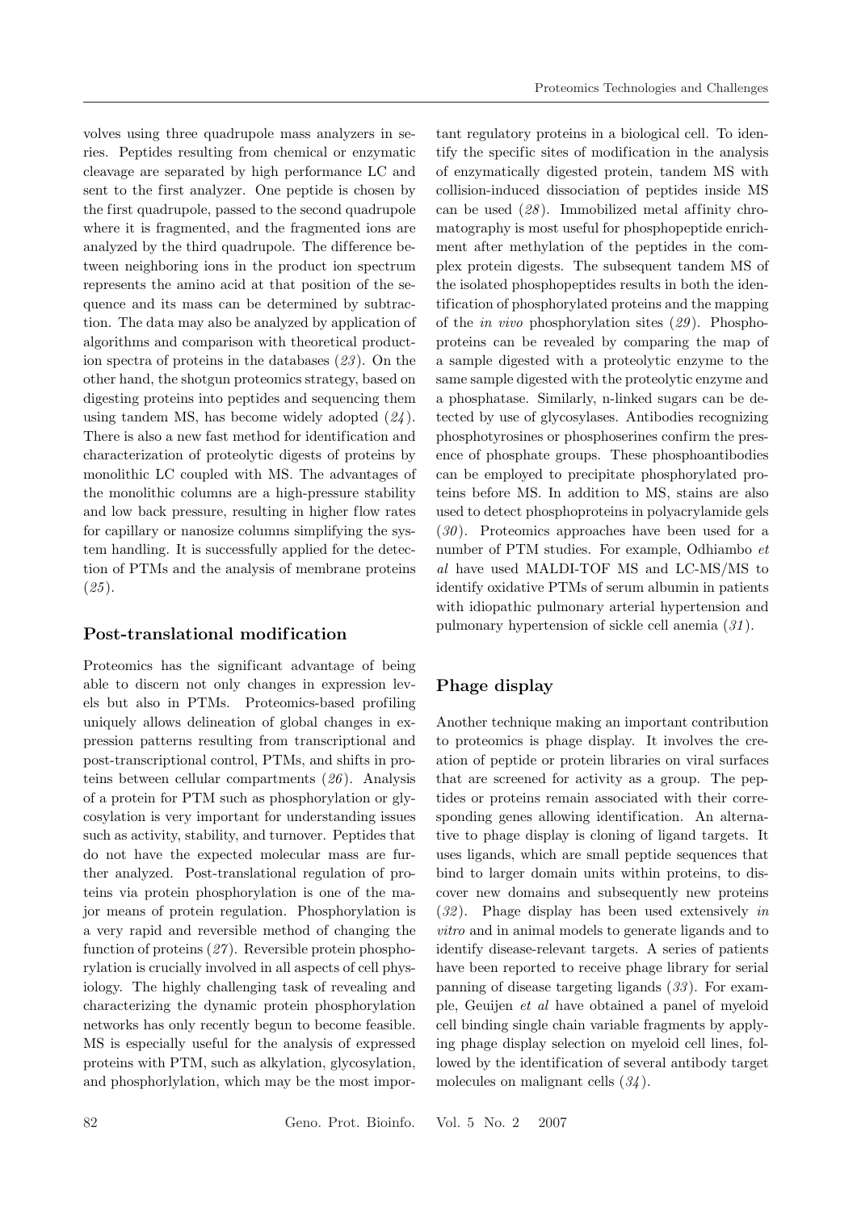volves using three quadrupole mass analyzers in series. Peptides resulting from chemical or enzymatic cleavage are separated by high performance LC and sent to the first analyzer. One peptide is chosen by the first quadrupole, passed to the second quadrupole where it is fragmented, and the fragmented ions are analyzed by the third quadrupole. The difference between neighboring ions in the product ion spectrum represents the amino acid at that position of the sequence and its mass can be determined by subtraction. The data may also be analyzed by application of algorithms and comparison with theoretical production spectra of proteins in the databases (*23*). On the other hand, the shotgun proteomics strategy, based on digesting proteins into peptides and sequencing them using tandem MS, has become widely adopted (*24*). There is also a new fast method for identification and characterization of proteolytic digests of proteins by monolithic LC coupled with MS. The advantages of the monolithic columns are a high-pressure stability and low back pressure, resulting in higher flow rates for capillary or nanosize columns simplifying the system handling. It is successfully applied for the detection of PTMs and the analysis of membrane proteins (*25*).

## Post-translational modification

Proteomics has the significant advantage of being able to discern not only changes in expression levels but also in PTMs. Proteomics-based profiling uniquely allows delineation of global changes in expression patterns resulting from transcriptional and post-transcriptional control, PTMs, and shifts in proteins between cellular compartments (*26*). Analysis of a protein for PTM such as phosphorylation or glycosylation is very important for understanding issues such as activity, stability, and turnover. Peptides that do not have the expected molecular mass are further analyzed. Post-translational regulation of proteins via protein phosphorylation is one of the major means of protein regulation. Phosphorylation is a very rapid and reversible method of changing the function of proteins (*27*). Reversible protein phosphorylation is crucially involved in all aspects of cell physiology. The highly challenging task of revealing and characterizing the dynamic protein phosphorylation networks has only recently begun to become feasible. MS is especially useful for the analysis of expressed proteins with PTM, such as alkylation, glycosylation, and phosphorlylation, which may be the most important regulatory proteins in a biological cell. To identify the specific sites of modification in the analysis of enzymatically digested protein, tandem MS with collision-induced dissociation of peptides inside MS can be used (*28*). Immobilized metal affinity chromatography is most useful for phosphopeptide enrichment after methylation of the peptides in the complex protein digests. The subsequent tandem MS of the isolated phosphopeptides results in both the identification of phosphorylated proteins and the mapping of the *in vivo* phosphorylation sites (*29*). Phosphoproteins can be revealed by comparing the map of a sample digested with a proteolytic enzyme to the same sample digested with the proteolytic enzyme and a phosphatase. Similarly, n-linked sugars can be detected by use of glycosylases. Antibodies recognizing phosphotyrosines or phosphoserines confirm the presence of phosphate groups. These phosphoantibodies can be employed to precipitate phosphorylated proteins before MS. In addition to MS, stains are also used to detect phosphoproteins in polyacrylamide gels (*30*). Proteomics approaches have been used for a number of PTM studies. For example, Odhiambo *et al* have used MALDI-TOF MS and LC-MS/MS to identify oxidative PTMs of serum albumin in patients with idiopathic pulmonary arterial hypertension and pulmonary hypertension of sickle cell anemia (*31*).

## Phage display

Another technique making an important contribution to proteomics is phage display. It involves the creation of peptide or protein libraries on viral surfaces that are screened for activity as a group. The peptides or proteins remain associated with their corresponding genes allowing identification. An alternative to phage display is cloning of ligand targets. It uses ligands, which are small peptide sequences that bind to larger domain units within proteins, to discover new domains and subsequently new proteins (*32*). Phage display has been used extensively *in vitro* and in animal models to generate ligands and to identify disease-relevant targets. A series of patients have been reported to receive phage library for serial panning of disease targeting ligands (*33*). For example, Geuijen *et al* have obtained a panel of myeloid cell binding single chain variable fragments by applying phage display selection on myeloid cell lines, followed by the identification of several antibody target molecules on malignant cells (*34*).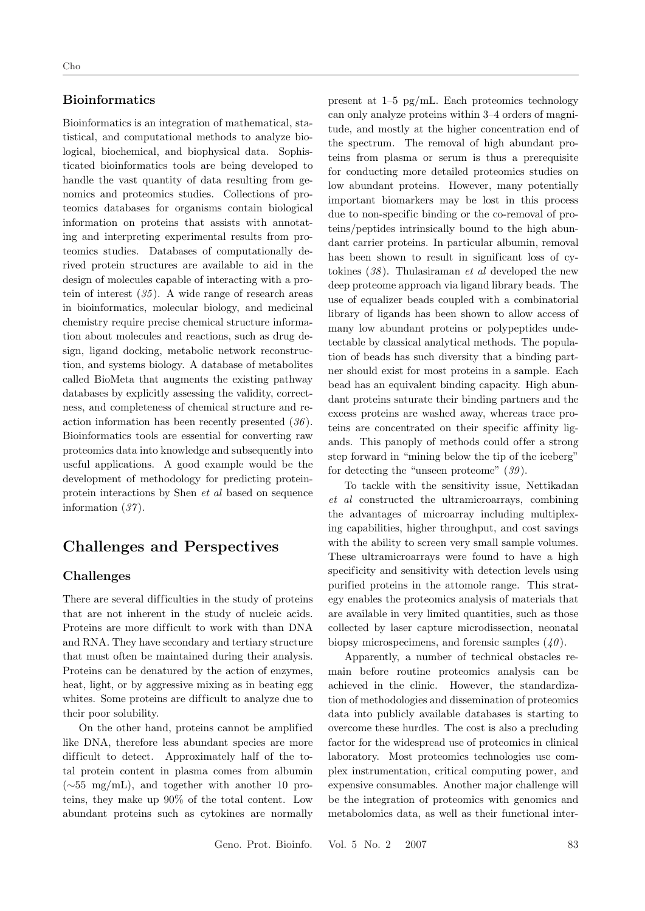### Bioinformatics

Bioinformatics is an integration of mathematical, statistical, and computational methods to analyze biological, biochemical, and biophysical data. Sophisticated bioinformatics tools are being developed to handle the vast quantity of data resulting from genomics and proteomics studies. Collections of proteomics databases for organisms contain biological information on proteins that assists with annotating and interpreting experimental results from proteomics studies. Databases of computationally derived protein structures are available to aid in the design of molecules capable of interacting with a protein of interest (*35*). A wide range of research areas in bioinformatics, molecular biology, and medicinal chemistry require precise chemical structure information about molecules and reactions, such as drug design, ligand docking, metabolic network reconstruction, and systems biology. A database of metabolites called BioMeta that augments the existing pathway databases by explicitly assessing the validity, correctness, and completeness of chemical structure and reaction information has been recently presented (*36*). Bioinformatics tools are essential for converting raw proteomics data into knowledge and subsequently into useful applications. A good example would be the development of methodology for predicting protein-protein interactions by Shen *et al* based on sequence information (*37*).

## Challenges and Perspectives

### Challenges

There are several difficulties in the study of proteins that are not inherent in the study of nucleic acids. Proteins are more difficult to work with than DNA and RNA. They have secondary and tertiary structure that must often be maintained during their analysis. Proteins can be denatured by the action of enzymes, heat, light, or by aggressive mixing as in beating egg whites. Some proteins are difficult to analyze due to their poor solubility.

On the other hand, proteins cannot be amplified like DNA, therefore less abundant species are more difficult to detect. Approximately half of the total protein content in plasma comes from albumin (~55 mg/mL), and together with another 10 proteins, they make up 90% of the total content. Low abundant proteins such as cytokines are normally present at 1–5 pg/mL. Each proteomics technology can only analyze proteins within 3–4 orders of magnitude, and mostly at the higher concentration end of the spectrum. The removal of high abundant proteins from plasma or serum is thus a prerequisite for conducting more detailed proteomics studies on low abundant proteins. However, many potentially important biomarkers may be lost in this process due to non-specific binding or the co-removal of proteins/peptides intrinsically bound to the high abundant carrier proteins. In particular albumin, removal has been shown to result in significant loss of cytokines (*38*). Thulasiraman *et al* developed the new deep proteome approach via ligand library beads. The use of equalizer beads coupled with a combinatorial library of ligands has been shown to allow access of many low abundant proteins or polypeptides undetectable by classical analytical methods. The population of beads has such diversity that a binding partner should exist for most proteins in a sample. Each bead has an equivalent binding capacity. High abundant proteins saturate their binding partners and the excess proteins are washed away, whereas trace proteins are concentrated on their specific affinity ligands. This panoply of methods could offer a strong step forward in "mining below the tip of the iceberg" for detecting the "unseen proteome" (*39*).

To tackle with the sensitivity issue, Nettikadan *et al* constructed the ultramicroarrays, combining the advantages of microarray including multiplexing capabilities, higher throughput, and cost savings with the ability to screen very small sample volumes. These ultramicroarrays were found to have a high specificity and sensitivity with detection levels using purified proteins in the attomole range. This strategy enables the proteomics analysis of materials that are available in very limited quantities, such as those collected by laser capture microdissection, neonatal biopsy microspecimens, and forensic samples (*40*).

Apparently, a number of technical obstacles remain before routine proteomics analysis can be achieved in the clinic. However, the standardization of methodologies and dissemination of proteomics data into publicly available databases is starting to overcome these hurdles. The cost is also a precluding factor for the widespread use of proteomics in clinical laboratory. Most proteomics technologies use complex instrumentation, critical computing power, and expensive consumables. Another major challenge will be the integration of proteomics with genomics and metabolomics data, as well as their functional inter-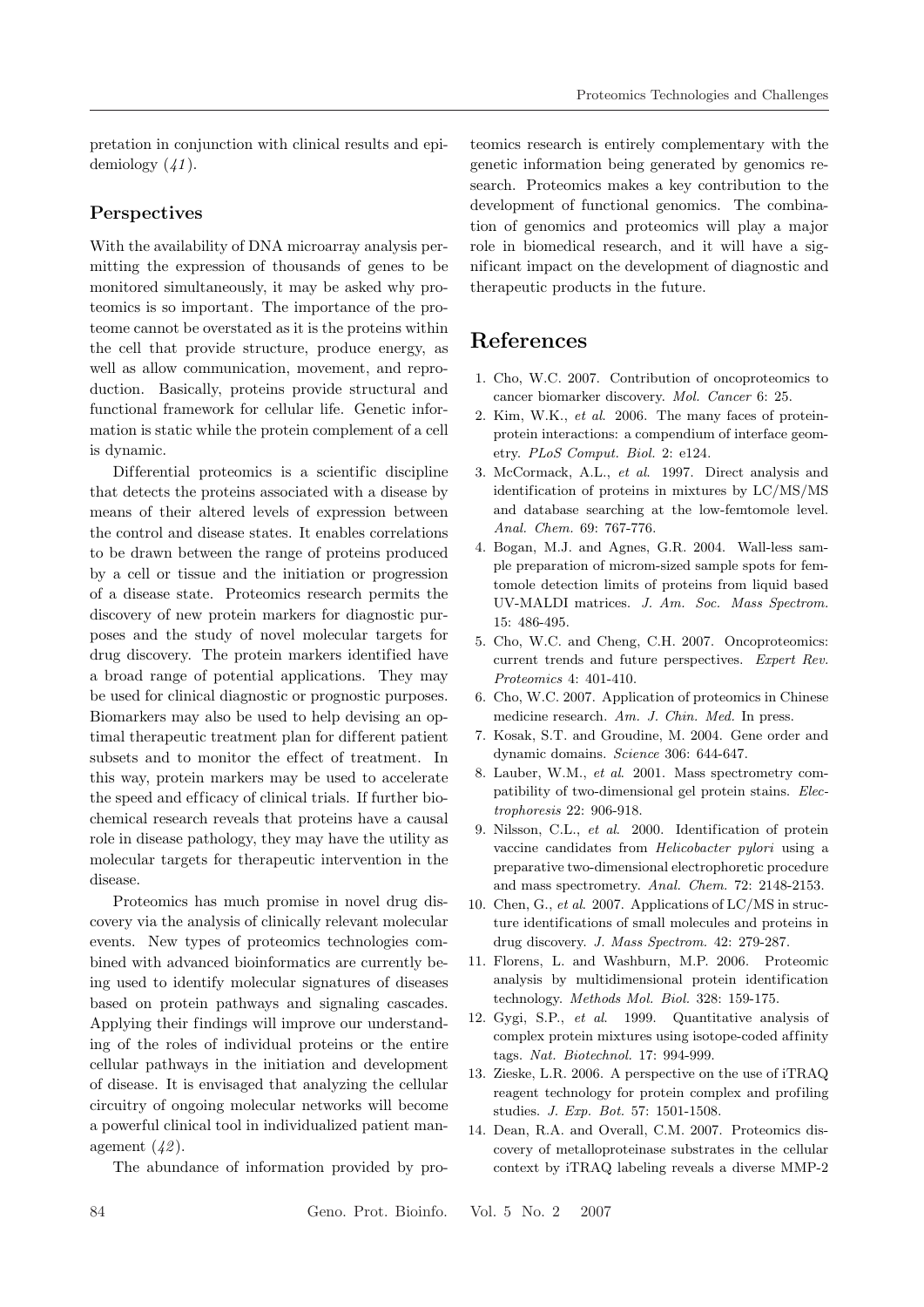pretation in conjunction with clinical results and epidemiology (*41*).

## Perspectives

With the availability of DNA microarray analysis permitting the expression of thousands of genes to be monitored simultaneously, it may be asked why proteomics is so important. The importance of the proteome cannot be overstated as it is the proteins within the cell that provide structure, produce energy, as well as allow communication, movement, and reproduction. Basically, proteins provide structural and functional framework for cellular life. Genetic information is static while the protein complement of a cell is dynamic.

Differential proteomics is a scientific discipline that detects the proteins associated with a disease by means of their altered levels of expression between the control and disease states. It enables correlations to be drawn between the range of proteins produced by a cell or tissue and the initiation or progression of a disease state. Proteomics research permits the discovery of new protein markers for diagnostic purposes and the study of novel molecular targets for drug discovery. The protein markers identified have a broad range of potential applications. They may be used for clinical diagnostic or prognostic purposes. Biomarkers may also be used to help devising an optimal therapeutic treatment plan for different patient subsets and to monitor the effect of treatment. In this way, protein markers may be used to accelerate the speed and efficacy of clinical trials. If further biochemical research reveals that proteins have a causal role in disease pathology, they may have the utility as molecular targets for therapeutic intervention in the disease.

Proteomics has much promise in novel drug discovery via the analysis of clinically relevant molecular events. New types of proteomics technologies combined with advanced bioinformatics are currently being used to identify molecular signatures of diseases based on protein pathways and signaling cascades. Applying their findings will improve our understanding of the roles of individual proteins or the entire cellular pathways in the initiation and development of disease. It is envisaged that analyzing the cellular circuitry of ongoing molecular networks will become a powerful clinical tool in individualized patient management (*42*).

The abundance of information provided by proteomics research is entirely complementary with the genetic information being generated by genomics research. Proteomics makes a key contribution to the development of functional genomics. The combination of genomics and proteomics will play a major role in biomedical research, and it will have a significant impact on the development of diagnostic and therapeutic products in the future.

# References

1. Cho, W.C. 2007. Contribution of oncoproteomics to cancer biomarker discovery. *Mol. Cancer* 6: 25.
2. Kim, W.K., *et al*. 2006. The many faces of protein-protein interactions: a compendium of interface geometry. *PLoS Comput. Biol.* 2: e124.
3. McCormack, A.L., *et al*. 1997. Direct analysis and identification of proteins in mixtures by LC/MS/MS and database searching at the low-femtomole level. *Anal. Chem.* 69: 767-776.
4. Bogan, M.J. and Agnes, G.R. 2004. Wall-less sample preparation of microm-sized sample spots for femtomole detection limits of proteins from liquid based UV-MALDI matrices. *J. Am. Soc. Mass Spectrom.* 15: 486-495.
5. Cho, W.C. and Cheng, C.H. 2007. Oncoproteomics: current trends and future perspectives. *Expert Rev. Proteomics* 4: 401-410.
6. Cho, W.C. 2007. Application of proteomics in Chinese medicine research. *Am. J. Chin. Med.* In press.
7. Kosak, S.T. and Groudine, M. 2004. Gene order and dynamic domains. *Science* 306: 644-647.
8. Lauber, W.M., *et al*. 2001. Mass spectrometry compatibility of two-dimensional gel protein stains. *Electrophoresis* 22: 906-918.
9. Nilsson, C.L., *et al*. 2000. Identification of protein vaccine candidates from *Helicobacter pylori* using a preparative two-dimensional electrophoretic procedure and mass spectrometry. *Anal. Chem.* 72: 2148-2153.
10. Chen, G., *et al*. 2007. Applications of LC/MS in structure identifications of small molecules and proteins in drug discovery. *J. Mass Spectrom.* 42: 279-287.
11. Florens, L. and Washburn, M.P. 2006. Proteomic analysis by multidimensional protein identification technology. *Methods Mol. Biol.* 328: 159-175.
12. Gygi, S.P., *et al*. 1999. Quantitative analysis of complex protein mixtures using isotope-coded affinity tags. *Nat. Biotechnol.* 17: 994-999.
13. Zieske, L.R. 2006. A perspective on the use of iTRAQ reagent technology for protein complex and profiling studies. *J. Exp. Bot.* 57: 1501-1508.
14. Dean, R.A. and Overall, C.M. 2007. Proteomics discovery of metalloproteinase substrates in the cellular context by iTRAQ labeling reveals a diverse MMP-2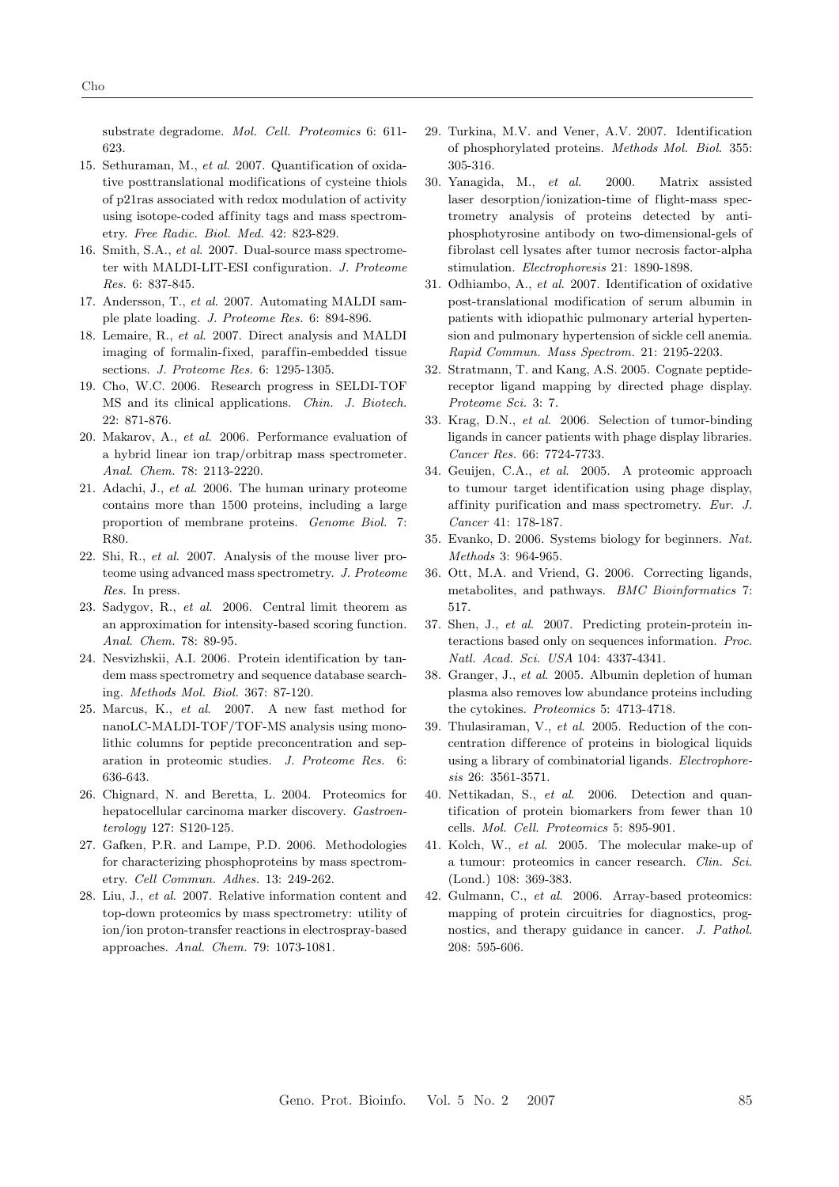substrate degradome. *Mol. Cell. Proteomics* 6: 611-623.

15. Sethuraman, M., *et al*. 2007. Quantification of oxidative posttranslational modifications of cysteine thiols of p21ras associated with redox modulation of activity using isotope-coded affinity tags and mass spectrometry. *Free Radic. Biol. Med.* 42: 823-829.
16. Smith, S.A., *et al*. 2007. Dual-source mass spectrometer with MALDI-LIT-ESI configuration. *J. Proteome Res.* 6: 837-845.
17. Andersson, T., *et al*. 2007. Automating MALDI sample plate loading. *J. Proteome Res.* 6: 894-896.
18. Lemaire, R., *et al*. 2007. Direct analysis and MALDI imaging of formalin-fixed, paraffin-embedded tissue sections. *J. Proteome Res.* 6: 1295-1305.
19. Cho, W.C. 2006. Research progress in SELDI-TOF MS and its clinical applications. *Chin. J. Biotech.* 22: 871-876.
20. Makarov, A., *et al*. 2006. Performance evaluation of a hybrid linear ion trap/orbitrap mass spectrometer. *Anal. Chem.* 78: 2113-2220.
21. Adachi, J., *et al*. 2006. The human urinary proteome contains more than 1500 proteins, including a large proportion of membrane proteins. *Genome Biol.* 7: R80.
22. Shi, R., *et al*. 2007. Analysis of the mouse liver proteome using advanced mass spectrometry. *J. Proteome Res.* In press.
23. Sadygov, R., *et al*. 2006. Central limit theorem as an approximation for intensity-based scoring function. *Anal. Chem.* 78: 89-95.
24. Nesvizhskii, A.I. 2006. Protein identification by tandem mass spectrometry and sequence database searching. *Methods Mol. Biol.* 367: 87-120.
25. Marcus, K., *et al*. 2007. A new fast method for nanoLC-MALDI-TOF/TOF-MS analysis using monolithic columns for peptide preconcentration and separation in proteomic studies. *J. Proteome Res.* 6: 636-643.
26. Chignard, N. and Beretta, L. 2004. Proteomics for hepatocellular carcinoma marker discovery. *Gastroenterology* 127: S120-125.
27. Gafken, P.R. and Lampe, P.D. 2006. Methodologies for characterizing phosphoproteins by mass spectrometry. *Cell Commun. Adhes.* 13: 249-262.
28. Liu, J., *et al*. 2007. Relative information content and top-down proteomics by mass spectrometry: utility of ion/ion proton-transfer reactions in electrospray-based approaches. *Anal. Chem.* 79: 1073-1081.
29. Turkina, M.V. and Vener, A.V. 2007. Identification of phosphorylated proteins. *Methods Mol. Biol.* 355: 305-316.
30. Yanagida, M., *et al*. 2000. Matrix assisted laser desorption/ionization-time of flight-mass spectrometry analysis of proteins detected by anti-phosphotyrosine antibody on two-dimensional-gels of fibrolast cell lysates after tumor necrosis factor-alpha stimulation. *Electrophoresis* 21: 1890-1898.
31. Odhiambo, A., *et al*. 2007. Identification of oxidative post-translational modification of serum albumin in patients with idiopathic pulmonary arterial hypertension and pulmonary hypertension of sickle cell anemia. *Rapid Commun. Mass Spectrom.* 21: 2195-2203.
32. Stratmann, T. and Kang, A.S. 2005. Cognate peptide-receptor ligand mapping by directed phage display. *Proteome Sci.* 3: 7.
33. Krag, D.N., *et al*. 2006. Selection of tumor-binding ligands in cancer patients with phage display libraries. *Cancer Res.* 66: 7724-7733.
34. Geuijen, C.A., *et al*. 2005. A proteomic approach to tumour target identification using phage display, affinity purification and mass spectrometry. *Eur. J. Cancer* 41: 178-187.
35. Evanko, D. 2006. Systems biology for beginners. *Nat. Methods* 3: 964-965.
36. Ott, M.A. and Vriend, G. 2006. Correcting ligands, metabolites, and pathways. *BMC Bioinformatics* 7: 517.
37. Shen, J., *et al*. 2007. Predicting protein-protein interactions based only on sequences information. *Proc. Natl. Acad. Sci. USA* 104: 4337-4341.
38. Granger, J., *et al*. 2005. Albumin depletion of human plasma also removes low abundance proteins including the cytokines. *Proteomics* 5: 4713-4718.
39. Thulasiraman, V., *et al*. 2005. Reduction of the concentration difference of proteins in biological liquids using a library of combinatorial ligands. *Electrophoresis* 26: 3561-3571.
40. Nettikadan, S., *et al*. 2006. Detection and quantification of protein biomarkers from fewer than 10 cells. *Mol. Cell. Proteomics* 5: 895-901.
41. Kolch, W., *et al*. 2005. The molecular make-up of a tumour: proteomics in cancer research. *Clin. Sci.* (Lond.) 108: 369-383.
42. Gulmann, C., *et al*. 2006. Array-based proteomics: mapping of protein circuitries for diagnostics, prognostics, and therapy guidance in cancer. *J. Pathol.* 208: 595-606.